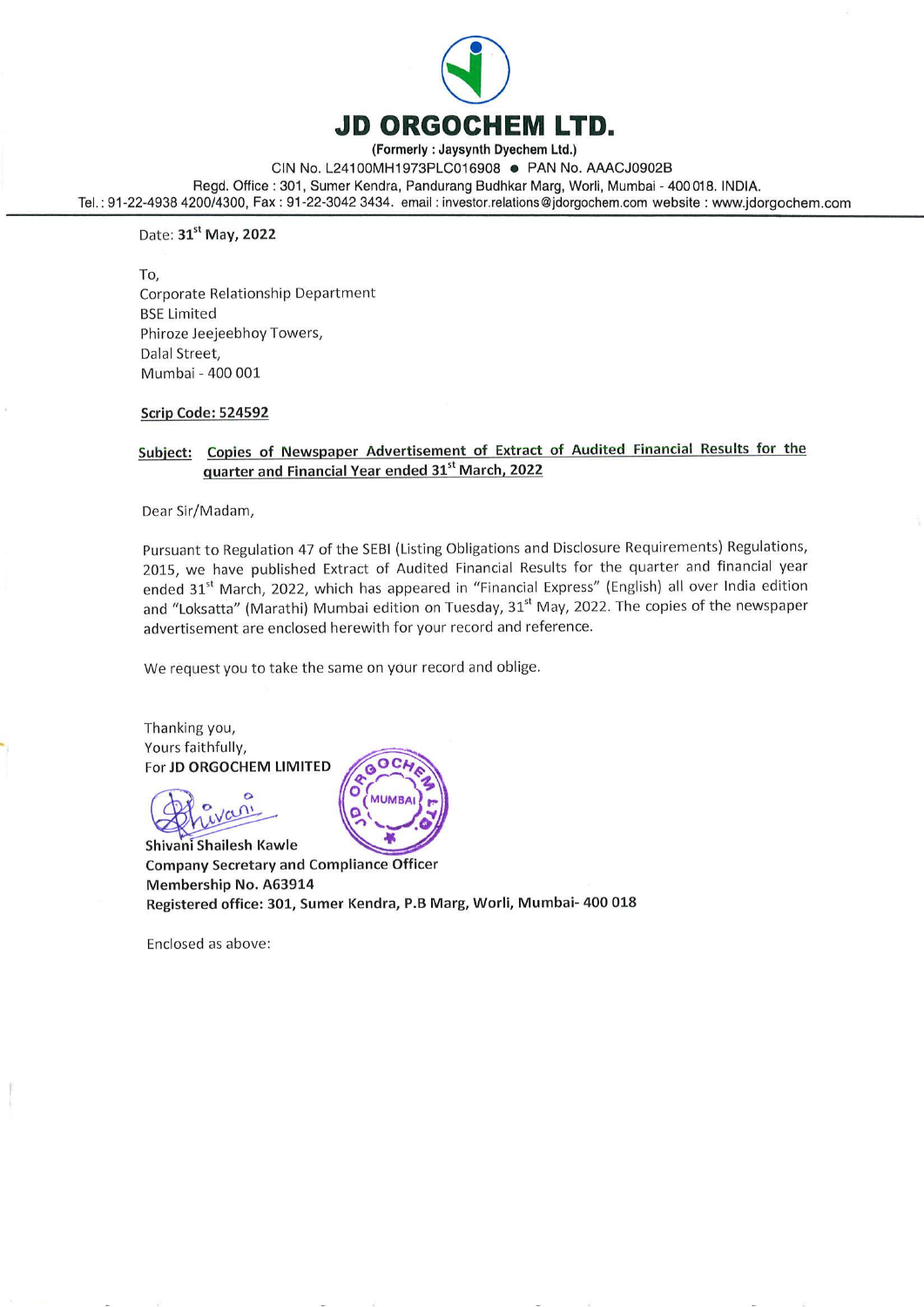# JD ORGOCHEM LTD.

**(Formerly : Jaysynth Dyechem Ltd.)**

CIN No. L24100MH1973PLC016908 • PAN No. AAACJ0902B

Regd. Office : 301, Sumer Kendra, Pandurang Budhkar Marg, Worli, Mumbai - 400 018. INDIA.

Tel.: 91-22-4938 4200/4300, Fax : 91-22-3042 3434. email : investor.relations@jdorgochem.com website : www.jdorgochem.com

Date: **31st May, 2022**

To,
Corporate Relationship Department
BSE Limited
Phiroze Jeejeebhoy Towers,
Dalal Street,
Mumbai - 400 001

**Scrip Code: 524592**

**Subject: Copies of Newspaper Advertisement of Extract of Audited Financial Results for the quarter and Financial Year ended 31st March, 2022**

Dear Sir/Madam,

Pursuant to Regulation 47 of the SEBI (Listing Obligations and Disclosure Requirements) Regulations, 2015, we have published Extract of Audited Financial Results for the quarter and financial year ended 31st March, 2022, which has appeared in "Financial Express" (English) all over India edition and "Loksatta" (Marathi) Mumbai edition on Tuesday, 31st May, 2022. The copies of the newspaper advertisement are enclosed herewith for your record and reference.

We request you to take the same on your record and oblige.

Thanking you,
Yours faithfully,
For **JD ORGOCHEM LIMITED**

Shivani Shailesh Kawle
**Company Secretary and Compliance Officer**
**Membership No. A63914**
**Registered office: 301, Sumer Kendra, P.B Marg, Worli, Mumbai- 400 018**

Enclosed as above: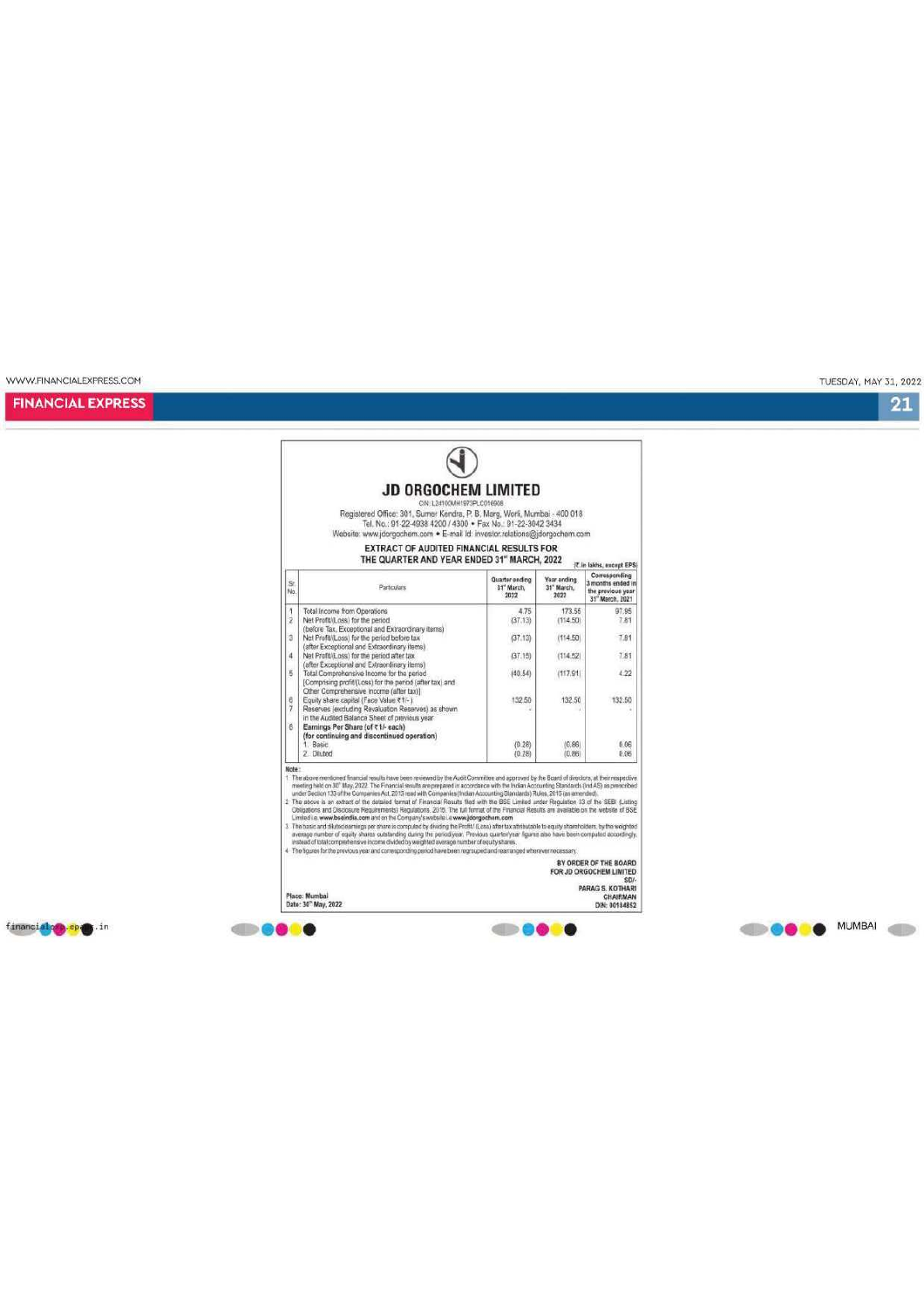# JD ORGOCHEM LIMITED

CIN: L24100MH1973PLC016908

Registered Office: 301, Sumer Kendra, P. B. Marg, Worli, Mumbai - 400 018
Tel. No.: 91-22-4938 4200 / 4300 • Fax No.: 91-22-3042 3434
Website: www.jdorgochem.com • E-mail Id: investor.relations@jdorgochem.com

## EXTRACT OF AUDITED FINANCIAL RESULTS FOR THE QUARTER AND YEAR ENDED 31st MARCH, 2022

(₹ in lakhs, except EPS)

| Sr. No. | Particulars | Quarter ending 31st March, 2022 | Year ending 31st March, 2022 | Corresponding 3 months ended in the previous year 31st March, 2021 |
|---|---|---|---|---|
| 1 | Total Income from Operations | 4.75 | 173.55 | 97.95 |
| 2 | Net Profit/(Loss) for the period (before Tax, Exceptional and Extraordinary items) | (37.13) | (114.50) | 7.81 |
| 3 | Net Profit/(Loss) for the period before tax (after Exceptional and Extraordinary items) | (37.13) | (114.50) | 7.81 |
| 4 | Net Profit/(Loss) for the period after tax (after Exceptional and Extraordinary items) | (37.15) | (114.52) | 7.81 |
| 5 | Total Comprehensive Income for the period [Comprising profit/(Loss) for the period (after tax) and Other Comprehensive income (after tax)] | (40.54) | (117.91) | 4.22 |
| 6 | Equity share capital (Face Value ₹1/-) | 132.50 | 132.50 | 132.50 |
| 7 | Reserves (excluding Revaluation Reserves) as shown in the Audited Balance Sheet of previous year | - | | - |
| 8 | **Earnings Per Share (of ₹1/- each) (for continuing and discontinued operation)** | | | |
| | 1. Basic | (0.28) | (0.86) | 0.06 |
| | 2. Diluted | (0.28) | (0.86) | 0.06 |

**Note :**

1. The above mentioned financial results have been reviewed by the Audit Committee and approved by the Board of directors, at their respective meeting held on 30th May, 2022. The Financial results are prepared in accordance with the Indian Accounting Standards (Ind AS) as prescribed under Section 133 of the Companies Act, 2013 read with Companies (Indian Accounting Standards) Rules, 2015 (as amended).
2. The above is an extract of the detailed format of Financial Results filed with the BSE Limited under Regulation 33 of the SEBI (Listing Obligations and Disclosure Requirements) Regulations, 2015. The full format of the Financial Results are available on the website of BSE Limited i.e. **www.bseindia.com** and on the Company's website i.e. **www.jdorgochem.com**
3. The basic and diluted earnings per share is computed by dividing the Profit / (Loss) after tax attributable to equity shareholders, by the weighted average number of equity shares outstanding during the period/year. Previous quarter/year figures also have been computed accordingly, instead of total comprehensive income divided by weighted average number of equity shares.
4. The figures for the previous year and corresponding period have been regrouped and rearranged wherever necessary.

**BY ORDER OF THE BOARD**
**FOR JD ORGOCHEM LIMITED**
**SD/-**
**PARAG S. KOTHARI**
**CHAIRMAN**
**DIN: 00184852**

Place: Mumbai
Date: 30th May, 2022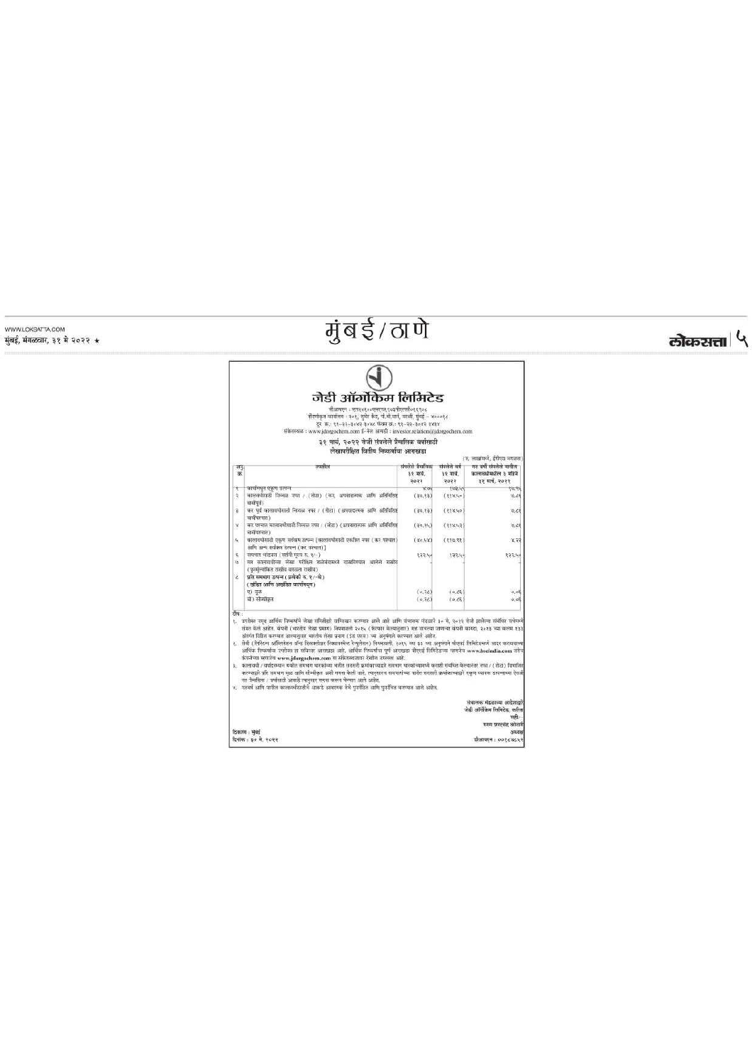# जेडी ऑर्गोकेम लिमिटेड

सीआयएन : एल२४१००एमएच१९७३पीएलसी०१६९०८

नोंदणीकृत कार्यालय : ३०१, सुमेर केंद्र, पी.बी.मार्ग, वरळी, मुंबई - ४०००१८

दूर. क्र.: ९१-२२-३०४२ ३०४८ फॅक्स क्र.: ९१-२२-३०४२ ३४३४

संकेतस्थळ : www.jdorgochem.com ई-मेल आयडी : investor.relations@jdorgochem.com

## ३१ मार्च, २०२२ रोजी संपलेले त्रैमासिक वर्षासाठी लेखापरीक्षित वित्तीय निष्कर्षाचा आढावा

(रु. लाखामध्ये, ईपीएस व्यतिरिक्त)

| अनु. क्र. | तपशील | संपलेले त्रैमासिक ३१ मार्च, २०२२ | संपलेले वर्ष ३१ मार्च, २०२२ | मागील वर्षी संपलेले मागील कालावधीमधील ३ महिने ३१ मार्च, २०२१ |
|---|---|---|---|---|
| १ | कार्यचलनातून एकूण उत्पन्न | ४.७५ | १७४.९५ | १८.९५ |
| २ | कालावधीसाठी निव्वळ नफा / (तोटा) (कर, अपवादात्मक आणि अतिविशिष्ट बाबीपूर्व) | (३०.१३) | (११४.५०) | ७.८१ |
| ३ | कर पूर्व कालावधीसाठी निव्वळ नफा / (तोटा) (अपवादात्मक आणि अतिविशिष्ट बाबीपश्चात) | (३०.१३) | (११४.५०) | ७.८१ |
| ४ | कर पश्चात कालावधीसाठी निव्वळ नफा / (तोटा) (अपवादात्मक आणि अतिविशिष्ट बाबीपश्चात) | (३०.१५) | (११४.५२) | ७.८१ |
| ५ | कालावधीसाठी एकूण सर्वंकष उत्पन्न [कालावधीसाठी एकत्रित नफा (कर पश्चात) आणि अन्य सर्वंकष उत्पन्न (कर पश्चात)] | (४०.६४) | (११७.९१) | ४.२२ |
| ६ | समभाग भांडवल (दर्शनी मूल्य रु. १/-) | १३२.५० | १३२.५० | १३२.५० |
| ७ | गत वर्षाच्या लेखा परीक्षित ताळेबंदामध्ये दाखविण्यात आलेले राखीव (पुनर्मूल्यांकित राखीव वगळता राखीव) | - | - | - |
| ८ | प्रति समभाग उत्पन्न (प्रत्येकी रु. १/-चे) (खंडित आणि अखंडित कार्यचलनातून) | | | |
| | ए) मूळ | (०.२३) | (०.८६) | ०.०६ |
| | बी) सौम्यीकृत | (०.२३) | (०.८६) | ०.०६ |

टीप :

१. उपरोक्त अनु. आर्थिक निष्कर्षांचे लेखा समितीद्वारे पुनरावलोकन करण्यात आले आहे आणि संचालक मंडळाने ३० मे, २०२२ रोजी झालेल्या संबंधित सभेमध्ये मंजूर केले आहेत. कंपनी (भारतीय लेखा प्रमाण) नियमावली २०१५ (वेळोवेळी सुधारित केल्यानुसार) सह वाचल्या जाणाऱ्या कंपनी कायदा, २०१३ च्या कलम १३३ अंतर्गत विहित करण्यात आल्यानुसार भारतीय लेखा प्रमाण (इंड एएस) च्या अनुषंगाने करण्यात आले आहेत.

२. सेबी (लिस्टिंग ऑब्लिगेशन्स ॲण्ड डिस्क्लोजर रिक्वायरमेंट्स रेग्युलेशन्स) विनियमावली, २०१५ च्या ३३ च्या अनुषंगाने स्टॉक एक्सचेंजकडे सादर करण्यात आलेल्या आर्थिक निष्कर्षांच्या तपशीलवार नमुन्याचा हा संक्षिप्त उतारा आहे. आर्थिक निष्कर्षांचा पूर्ण नमुना बीएसई लिमिटेडच्या संकेतस्थळ www.bseindia.com वरील व कंपनीच्या संकेतस्थळ www.jdorgochem.com वर उपलब्ध आहे.

३. कालावधी / वर्षादरम्यान बकाया समभाग धारकांच्या भारित सरासरी क्रमांकाद्वारे समभाग धारकांमुळे कंपनी संबंधित केल्यानंतर नफा / (तोटा) विभागीत करण्यात प्रति समभाग मूळ आणि सौम्यीकृत असे गणना केली जाते. त्यानुसार समभागांच्या भारित सरासरी क्रमांकाद्वारे एकूण व्याज उत्पन्नाच्या ऐवजी या तैमासिक / वर्षाकडे आकडे त्यानुसार गणना करण्यात आले आहेत.

४. पहिल्या आणि मागील कालावधीतील आकडे आवश्यक तेथे पुनर्गठित आणि पुनर्वर्गीकरण करण्यात आले आहेत.

संचालक मंडळाच्या आदेशाद्वारे
जेडी ऑर्गोकेम लिमिटेड करिता
सही/-
श्याम प्रतापसिंह कोठारी
अध्यक्ष
डीआयएन : ००१०८२९

ठिकाण : मुंबई
दिनांक : ३० मे, २०२२